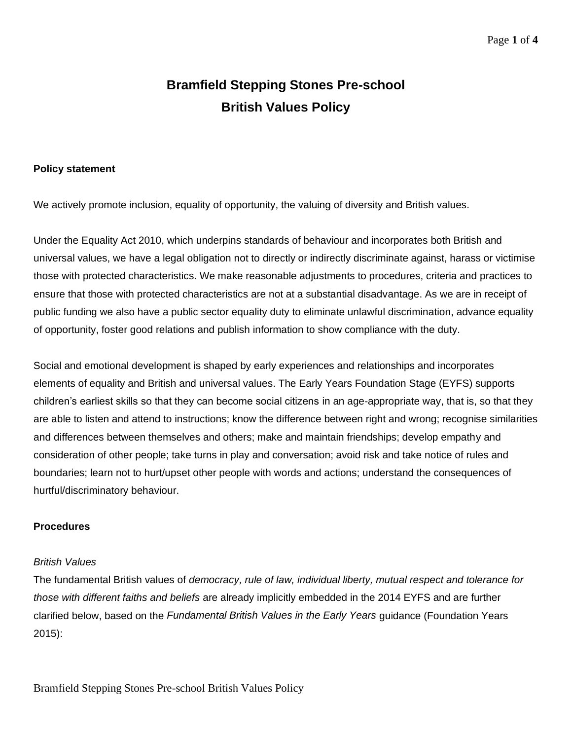# Bramfield Stepping Stones Pre-school
# British Values Policy

**Policy statement**

We actively promote inclusion, equality of opportunity, the valuing of diversity and British values.

Under the Equality Act 2010, which underpins standards of behaviour and incorporates both British and universal values, we have a legal obligation not to directly or indirectly discriminate against, harass or victimise those with protected characteristics. We make reasonable adjustments to procedures, criteria and practices to ensure that those with protected characteristics are not at a substantial disadvantage. As we are in receipt of public funding we also have a public sector equality duty to eliminate unlawful discrimination, advance equality of opportunity, foster good relations and publish information to show compliance with the duty.

Social and emotional development is shaped by early experiences and relationships and incorporates elements of equality and British and universal values. The Early Years Foundation Stage (EYFS) supports children's earliest skills so that they can become social citizens in an age-appropriate way, that is, so that they are able to listen and attend to instructions; know the difference between right and wrong; recognise similarities and differences between themselves and others; make and maintain friendships; develop empathy and consideration of other people; take turns in play and conversation; avoid risk and take notice of rules and boundaries; learn not to hurt/upset other people with words and actions; understand the consequences of hurtful/discriminatory behaviour.

**Procedures**

*British Values*

The fundamental British values of *democracy, rule of law, individual liberty, mutual respect and tolerance for those with different faiths and beliefs* are already implicitly embedded in the 2014 EYFS and are further clarified below, based on the *Fundamental British Values in the Early Years* guidance (Foundation Years 2015):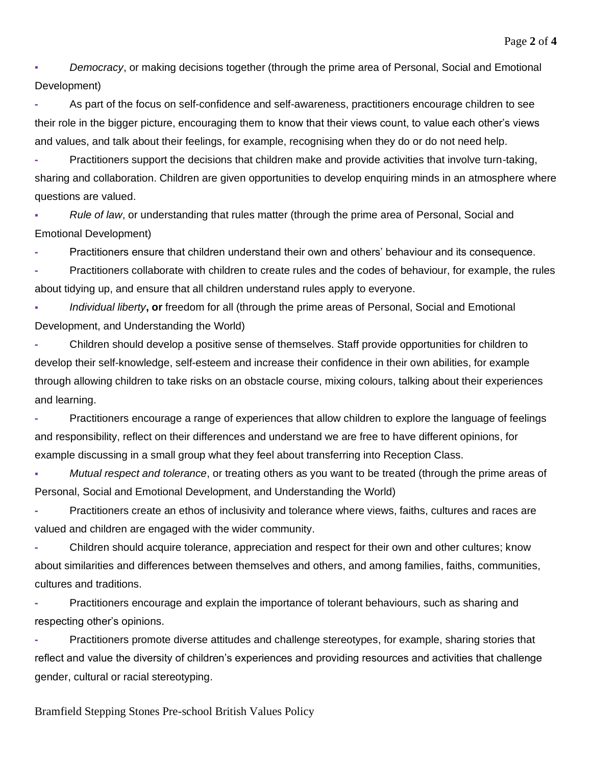- *Democracy*, or making decisions together (through the prime area of Personal, Social and Emotional Development)
  - As part of the focus on self-confidence and self-awareness, practitioners encourage children to see their role in the bigger picture, encouraging them to know that their views count, to value each other's views and values, and talk about their feelings, for example, recognising when they do or do not need help.
  - Practitioners support the decisions that children make and provide activities that involve turn-taking, sharing and collaboration. Children are given opportunities to develop enquiring minds in an atmosphere where questions are valued.
- *Rule of law*, or understanding that rules matter (through the prime area of Personal, Social and Emotional Development)
  - Practitioners ensure that children understand their own and others' behaviour and its consequence.
  - Practitioners collaborate with children to create rules and the codes of behaviour, for example, the rules about tidying up, and ensure that all children understand rules apply to everyone.
- *Individual liberty***, or** freedom for all (through the prime areas of Personal, Social and Emotional Development, and Understanding the World)
  - Children should develop a positive sense of themselves. Staff provide opportunities for children to develop their self-knowledge, self-esteem and increase their confidence in their own abilities, for example through allowing children to take risks on an obstacle course, mixing colours, talking about their experiences and learning.
  - Practitioners encourage a range of experiences that allow children to explore the language of feelings and responsibility, reflect on their differences and understand we are free to have different opinions, for example discussing in a small group what they feel about transferring into Reception Class.
- *Mutual respect and tolerance*, or treating others as you want to be treated (through the prime areas of Personal, Social and Emotional Development, and Understanding the World)
  - Practitioners create an ethos of inclusivity and tolerance where views, faiths, cultures and races are valued and children are engaged with the wider community.
  - Children should acquire tolerance, appreciation and respect for their own and other cultures; know about similarities and differences between themselves and others, and among families, faiths, communities, cultures and traditions.
  - Practitioners encourage and explain the importance of tolerant behaviours, such as sharing and respecting other's opinions.
  - Practitioners promote diverse attitudes and challenge stereotypes, for example, sharing stories that reflect and value the diversity of children's experiences and providing resources and activities that challenge gender, cultural or racial stereotyping.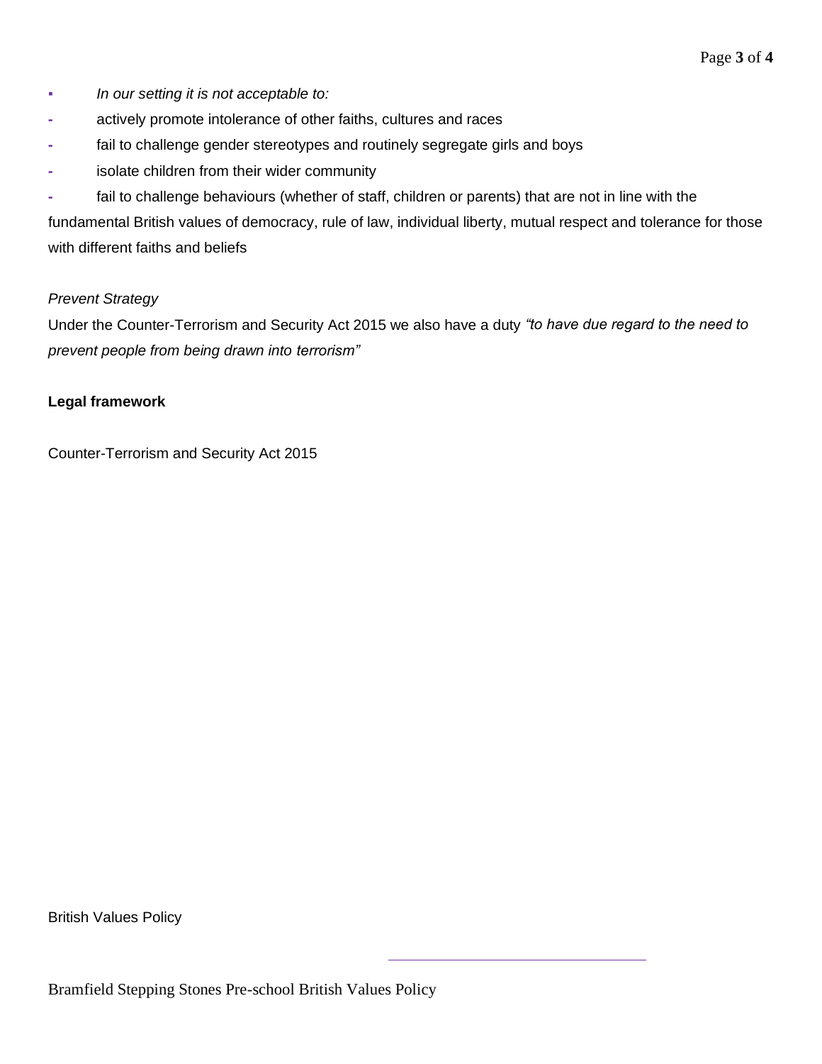- *In our setting it is not acceptable to:*
  - actively promote intolerance of other faiths, cultures and races
  - fail to challenge gender stereotypes and routinely segregate girls and boys
  - isolate children from their wider community
  - fail to challenge behaviours (whether of staff, children or parents) that are not in line with the fundamental British values of democracy, rule of law, individual liberty, mutual respect and tolerance for those with different faiths and beliefs

*Prevent Strategy*

Under the Counter-Terrorism and Security Act 2015 we also have a duty *"to have due regard to the need to prevent people from being drawn into terrorism"*

**Legal framework**

Counter-Terrorism and Security Act 2015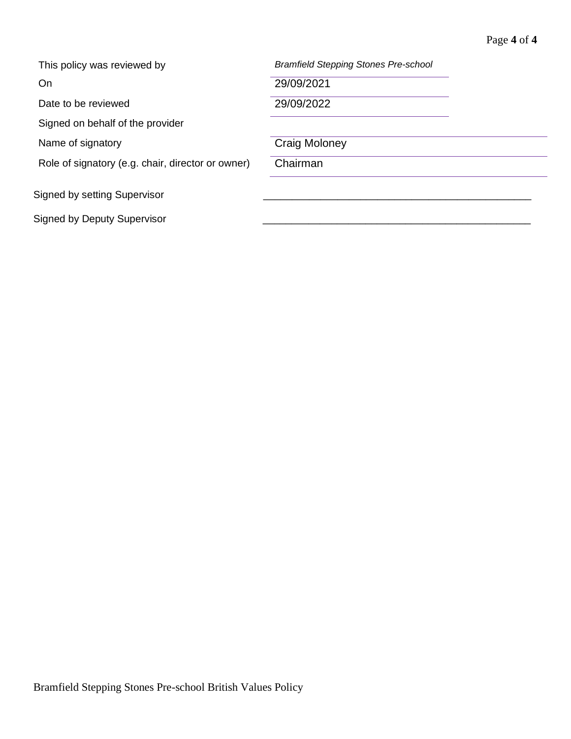| | |
|---|---|
| This policy was reviewed by | *Bramfield Stepping Stones Pre-school* |
| On | 29/09/2021 |
| Date to be reviewed | 29/09/2022 |
| Signed on behalf of the provider | |
| Name of signatory | Craig Moloney |
| Role of signatory (e.g. chair, director or owner) | Chairman |

Signed by setting Supervisor \_\_\_\_\_\_\_\_\_\_\_\_\_\_\_\_\_\_\_\_\_\_\_\_\_\_\_\_\_\_\_\_\_\_\_\_\_\_\_\_\_\_\_\_

Signed by Deputy Supervisor \_\_\_\_\_\_\_\_\_\_\_\_\_\_\_\_\_\_\_\_\_\_\_\_\_\_\_\_\_\_\_\_\_\_\_\_\_\_\_\_\_\_\_\_